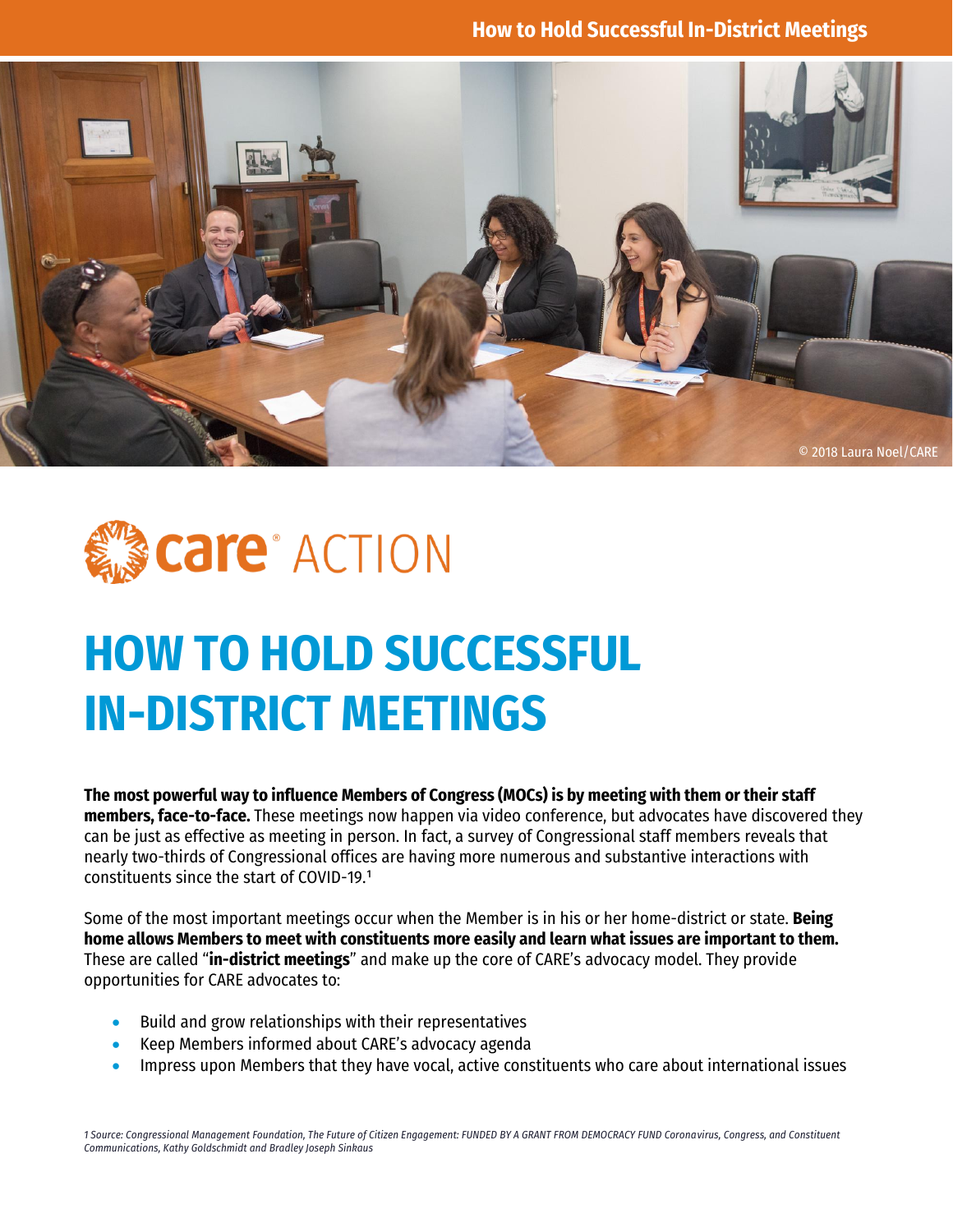© 2018 Laura Noel/CARE

care® ACTION

# HOW TO HOLD SUCCESSFUL IN-DISTRICT MEETINGS

**The most powerful way to influence Members of Congress (MOCs) is by meeting with them or their staff members, face-to-face.** These meetings now happen via video conference, but advocates have discovered they can be just as effective as meeting in person. In fact, a survey of Congressional staff members reveals that nearly two-thirds of Congressional offices are having more numerous and substantive interactions with constituents since the start of COVID-19.[1]

Some of the most important meetings occur when the Member is in his or her home-district or state. **Being home allows Members to meet with constituents more easily and learn what issues are important to them.** These are called "**in-district meetings**" and make up the core of CARE's advocacy model. They provide opportunities for CARE advocates to:

- Build and grow relationships with their representatives
- Keep Members informed about CARE's advocacy agenda
- Impress upon Members that they have vocal, active constituents who care about international issues

*1 Source: Congressional Management Foundation, The Future of Citizen Engagement: FUNDED BY A GRANT FROM DEMOCRACY FUND Coronavirus, Congress, and Constituent Communications, Kathy Goldschmidt and Bradley Joseph Sinkaus*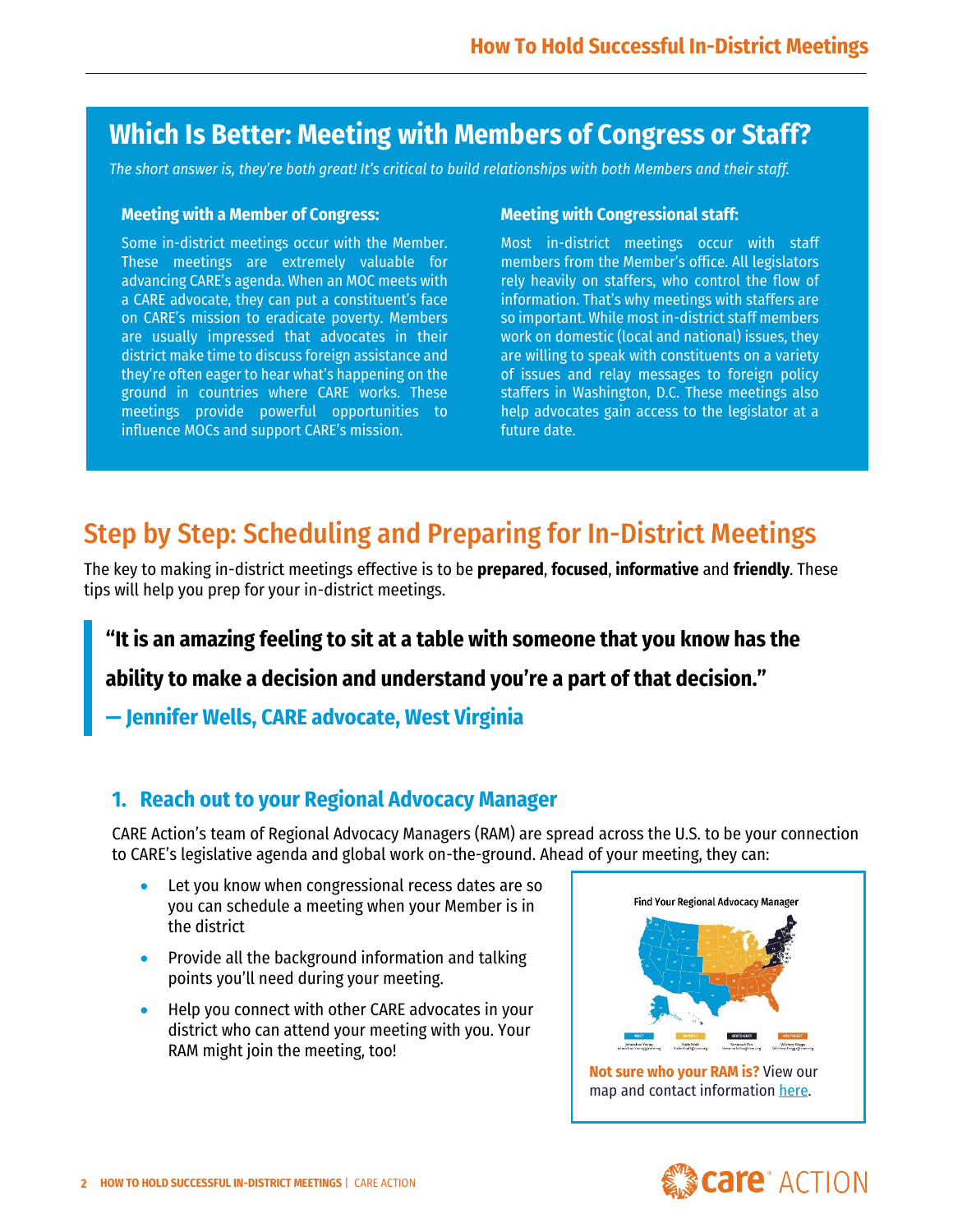## Which Is Better: Meeting with Members of Congress or Staff?

*The short answer is, they're both great! It's critical to build relationships with both Members and their staff.*

### Meeting with a Member of Congress:

Some in-district meetings occur with the Member. These meetings are extremely valuable for advancing CARE's agenda. When an MOC meets with a CARE advocate, they can put a constituent's face on CARE's mission to eradicate poverty. Members are usually impressed that advocates in their district make time to discuss foreign assistance and they're often eager to hear what's happening on the ground in countries where CARE works. These meetings provide powerful opportunities to influence MOCs and support CARE's mission.

### Meeting with Congressional staff:

Most in-district meetings occur with staff members from the Member's office. All legislators rely heavily on staffers, who control the flow of information. That's why meetings with staffers are so important. While most in-district staff members work on domestic (local and national) issues, they are willing to speak with constituents on a variety of issues and relay messages to foreign policy staffers in Washington, D.C. These meetings also help advocates gain access to the legislator at a future date.

## Step by Step: Scheduling and Preparing for In-District Meetings

The key to making in-district meetings effective is to be **prepared**, **focused**, **informative** and **friendly**. These tips will help you prep for your in-district meetings.

> **"It is an amazing feeling to sit at a table with someone that you know has the ability to make a decision and understand you're a part of that decision."**
>
> **— Jennifer Wells, CARE advocate, West Virginia**

### 1. Reach out to your Regional Advocacy Manager

CARE Action's team of Regional Advocacy Managers (RAM) are spread across the U.S. to be your connection to CARE's legislative agenda and global work on-the-ground. Ahead of your meeting, they can:

- Let you know when congressional recess dates are so you can schedule a meeting when your Member is in the district
- Provide all the background information and talking points you'll need during your meeting.
- Help you connect with other CARE advocates in your district who can attend your meeting with you. Your RAM might join the meeting, too!

Find Your Regional Advocacy Manager

**Not sure who your RAM is?** View our map and contact information here.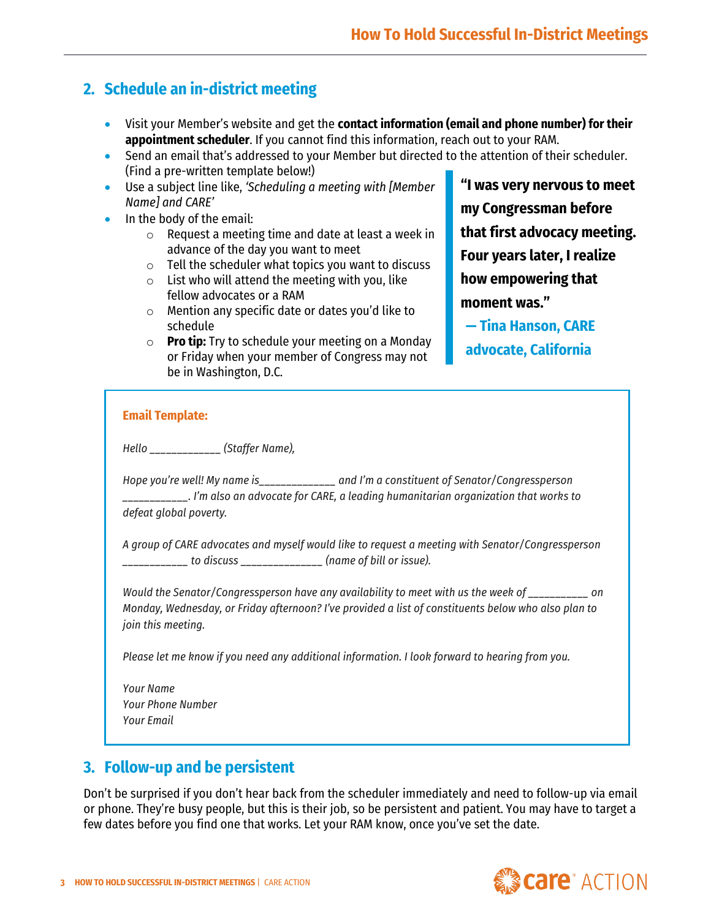## 2. Schedule an in-district meeting

- Visit your Member's website and get the **contact information (email and phone number) for their appointment scheduler**. If you cannot find this information, reach out to your RAM.
- Send an email that's addressed to your Member but directed to the attention of their scheduler. (Find a pre-written template below!)
- Use a subject line like, *'Scheduling a meeting with [Member Name] and CARE'*
- In the body of the email:
    - Request a meeting time and date at least a week in advance of the day you want to meet
    - Tell the scheduler what topics you want to discuss
    - List who will attend the meeting with you, like fellow advocates or a RAM
    - Mention any specific date or dates you'd like to schedule
    - **Pro tip:** Try to schedule your meeting on a Monday or Friday when your member of Congress may not be in Washington, D.C.

> **"I was very nervous to meet my Congressman before that first advocacy meeting. Four years later, I realize how empowering that moment was."**
> **— Tina Hanson, CARE advocate, California**

**Email Template:**

*Hello ____________ (Staffer Name),*

*Hope you're well! My name is____________ and I'm a constituent of Senator/Congressperson ___________. I'm also an advocate for CARE, a leading humanitarian organization that works to defeat global poverty.*

*A group of CARE advocates and myself would like to request a meeting with Senator/Congressperson ___________ to discuss ______________ (name of bill or issue).*

*Would the Senator/Congressperson have any availability to meet with us the week of __________ on Monday, Wednesday, or Friday afternoon? I've provided a list of constituents below who also plan to join this meeting.*

*Please let me know if you need any additional information. I look forward to hearing from you.*

*Your Name*
*Your Phone Number*
*Your Email*

## 3. Follow-up and be persistent

Don't be surprised if you don't hear back from the scheduler immediately and need to follow-up via email or phone. They're busy people, but this is their job, so be persistent and patient. You may have to target a few dates before you find one that works. Let your RAM know, once you've set the date.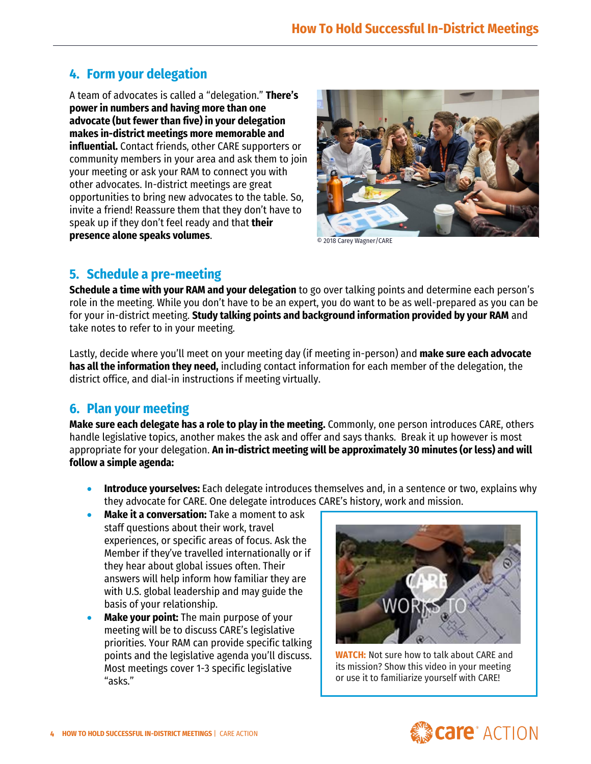## 4. Form your delegation

A team of advocates is called a "delegation." **There's power in numbers and having more than one advocate (but fewer than five) in your delegation makes in-district meetings more memorable and influential.** Contact friends, other CARE supporters or community members in your area and ask them to join your meeting or ask your RAM to connect you with other advocates. In-district meetings are great opportunities to bring new advocates to the table. So, invite a friend! Reassure them that they don't have to speak up if they don't feel ready and that **their presence alone speaks volumes**.

© 2018 Carey Wagner/CARE

## 5. Schedule a pre-meeting

**Schedule a time with your RAM and your delegation** to go over talking points and determine each person's role in the meeting. While you don't have to be an expert, you do want to be as well-prepared as you can be for your in-district meeting. **Study talking points and background information provided by your RAM** and take notes to refer to in your meeting.

Lastly, decide where you'll meet on your meeting day (if meeting in-person) and **make sure each advocate has all the information they need,** including contact information for each member of the delegation, the district office, and dial-in instructions if meeting virtually.

## 6. Plan your meeting

**Make sure each delegate has a role to play in the meeting.** Commonly, one person introduces CARE, others handle legislative topics, another makes the ask and offer and says thanks. Break it up however is most appropriate for your delegation. **An in-district meeting will be approximately 30 minutes (or less) and will follow a simple agenda:**

- **Introduce yourselves:** Each delegate introduces themselves and, in a sentence or two, explains why they advocate for CARE. One delegate introduces CARE's history, work and mission.
- **Make it a conversation:** Take a moment to ask staff questions about their work, travel experiences, or specific areas of focus. Ask the Member if they've travelled internationally or if they hear about global issues often. Their answers will help inform how familiar they are with U.S. global leadership and may guide the basis of your relationship.
- **Make your point:** The main purpose of your meeting will be to discuss CARE's legislative priorities. Your RAM can provide specific talking points and the legislative agenda you'll discuss. Most meetings cover 1-3 specific legislative "asks."

**WATCH:** Not sure how to talk about CARE and its mission? Show this video in your meeting or use it to familiarize yourself with CARE!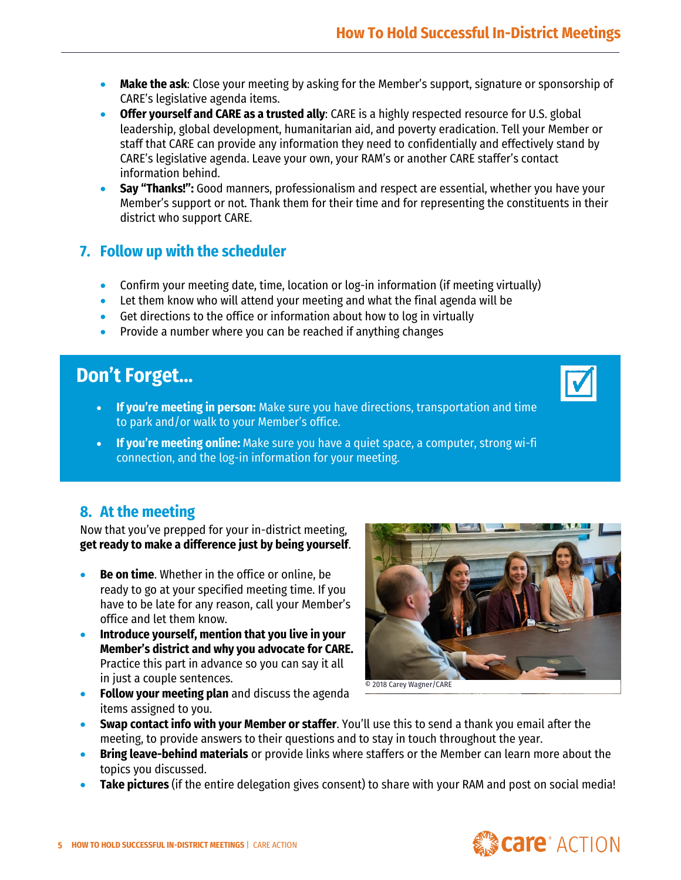- **Make the ask**: Close your meeting by asking for the Member's support, signature or sponsorship of CARE's legislative agenda items.
- **Offer yourself and CARE as a trusted ally**: CARE is a highly respected resource for U.S. global leadership, global development, humanitarian aid, and poverty eradication. Tell your Member or staff that CARE can provide any information they need to confidentially and effectively stand by CARE's legislative agenda. Leave your own, your RAM's or another CARE staffer's contact information behind.
- **Say "Thanks!":** Good manners, professionalism and respect are essential, whether you have your Member's support or not. Thank them for their time and for representing the constituents in their district who support CARE.

## 7. Follow up with the scheduler

- Confirm your meeting date, time, location or log-in information (if meeting virtually)
- Let them know who will attend your meeting and what the final agenda will be
- Get directions to the office or information about how to log in virtually
- Provide a number where you can be reached if anything changes

## Don't Forget...

- **If you're meeting in person:** Make sure you have directions, transportation and time to park and/or walk to your Member's office.
- **If you're meeting online:** Make sure you have a quiet space, a computer, strong wi-fi connection, and the log-in information for your meeting.

## 8. At the meeting

Now that you've prepped for your in-district meeting, **get ready to make a difference just by being yourself**.

- **Be on time**. Whether in the office or online, be ready to go at your specified meeting time. If you have to be late for any reason, call your Member's office and let them know.
- **Introduce yourself, mention that you live in your Member's district and why you advocate for CARE.** Practice this part in advance so you can say it all in just a couple sentences.
- **Follow your meeting plan** and discuss the agenda items assigned to you.
- **Swap contact info with your Member or staffer**. You'll use this to send a thank you email after the meeting, to provide answers to their questions and to stay in touch throughout the year.
- **Bring leave-behind materials** or provide links where staffers or the Member can learn more about the topics you discussed.
- **Take pictures** (if the entire delegation gives consent) to share with your RAM and post on social media!

© 2018 Carey Wagner/CARE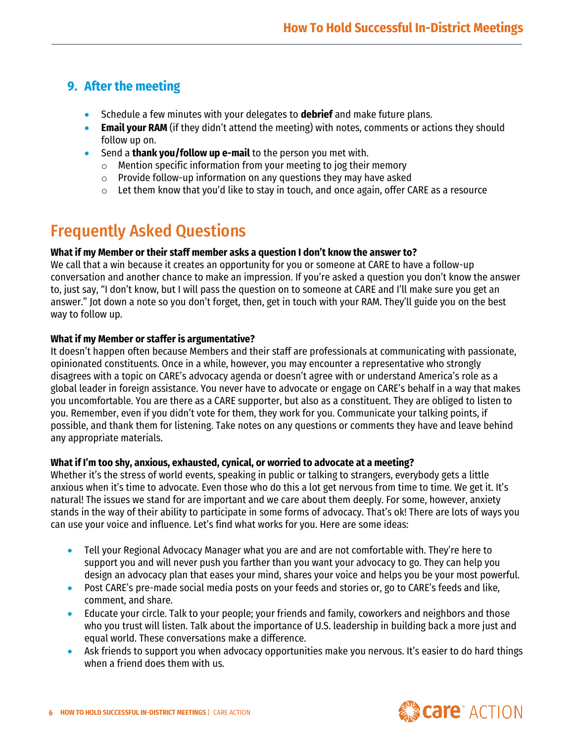## 9. After the meeting

- Schedule a few minutes with your delegates to **debrief** and make future plans.
- **Email your RAM** (if they didn't attend the meeting) with notes, comments or actions they should follow up on.
- Send a **thank you/follow up e-mail** to the person you met with.
  - Mention specific information from your meeting to jog their memory
  - Provide follow-up information on any questions they may have asked
  - Let them know that you'd like to stay in touch, and once again, offer CARE as a resource

# Frequently Asked Questions

**What if my Member or their staff member asks a question I don't know the answer to?**
We call that a win because it creates an opportunity for you or someone at CARE to have a follow-up conversation and another chance to make an impression. If you're asked a question you don't know the answer to, just say, "I don't know, but I will pass the question on to someone at CARE and I'll make sure you get an answer." Jot down a note so you don't forget, then, get in touch with your RAM. They'll guide you on the best way to follow up.

**What if my Member or staffer is argumentative?**
It doesn't happen often because Members and their staff are professionals at communicating with passionate, opinionated constituents. Once in a while, however, you may encounter a representative who strongly disagrees with a topic on CARE's advocacy agenda or doesn't agree with or understand America's role as a global leader in foreign assistance. You never have to advocate or engage on CARE's behalf in a way that makes you uncomfortable. You are there as a CARE supporter, but also as a constituent. They are obliged to listen to you. Remember, even if you didn't vote for them, they work for you. Communicate your talking points, if possible, and thank them for listening. Take notes on any questions or comments they have and leave behind any appropriate materials.

**What if I'm too shy, anxious, exhausted, cynical, or worried to advocate at a meeting?**
Whether it's the stress of world events, speaking in public or talking to strangers, everybody gets a little anxious when it's time to advocate. Even those who do this a lot get nervous from time to time. We get it. It's natural! The issues we stand for are important and we care about them deeply. For some, however, anxiety stands in the way of their ability to participate in some forms of advocacy. That's ok! There are lots of ways you can use your voice and influence. Let's find what works for you. Here are some ideas:

- Tell your Regional Advocacy Manager what you are and are not comfortable with. They're here to support you and will never push you farther than you want your advocacy to go. They can help you design an advocacy plan that eases your mind, shares your voice and helps you be your most powerful.
- Post CARE's pre-made social media posts on your feeds and stories or, go to CARE's feeds and like, comment, and share.
- Educate your circle. Talk to your people; your friends and family, coworkers and neighbors and those who you trust will listen. Talk about the importance of U.S. leadership in building back a more just and equal world. These conversations make a difference.
- Ask friends to support you when advocacy opportunities make you nervous. It's easier to do hard things when a friend does them with us.